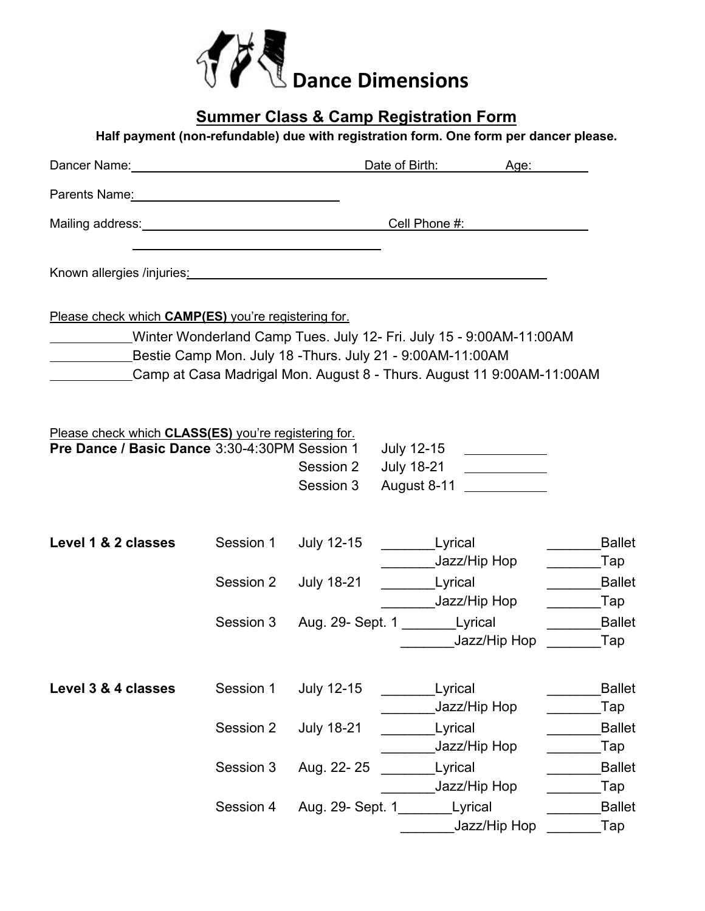# Dance Dimensions

## Summer Class & Camp Registration Form

**Half payment (non-refundable) due with registration form. One form per dancer please.**

Dancer Name: ______________________________ Date of Birth: __________ Age: ________

Parents Name: ______________________________

Mailing address: ______________________________ Cell Phone #: ________________

______________________________

Known allergies /injuries: ______________________________________________

Please check which **CAMP(ES)** you're registering for.

___________Winter Wonderland Camp Tues. July 12- Fri. July 15 - 9:00AM-11:00AM

___________Bestie Camp Mon. July 18 -Thurs. July 21 - 9:00AM-11:00AM

___________Camp at Casa Madrigal Mon. August 8 - Thurs. August 11 9:00AM-11:00AM

Please check which **CLASS(ES)** you're registering for.

**Pre Dance / Basic Dance** 3:30-4:30PM

| Session | Dates | |
|---|---|---|
| Session 1 | July 12-15 | ___________ |
| Session 2 | July 18-21 | ___________ |
| Session 3 | August 8-11 | ___________ |

**Level 1 & 2 classes**

| Session | Dates | | |
|---|---|---|---|
| Session 1 | July 12-15 | _______Lyrical | _______Ballet |
| | | _______Jazz/Hip Hop | _______Tap |
| Session 2 | July 18-21 | _______Lyrical | _______Ballet |
| | | _______Jazz/Hip Hop | _______Tap |
| Session 3 | Aug. 29- Sept. 1 | _______Lyrical | _______Ballet |
| | | _______Jazz/Hip Hop | _______Tap |

**Level 3 & 4 classes**

| Session | Dates | | |
|---|---|---|---|
| Session 1 | July 12-15 | _______Lyrical | _______Ballet |
| | | _______Jazz/Hip Hop | _______Tap |
| Session 2 | July 18-21 | _______Lyrical | _______Ballet |
| | | _______Jazz/Hip Hop | _______Tap |
| Session 3 | Aug. 22- 25 | _______Lyrical | _______Ballet |
| | | _______Jazz/Hip Hop | _______Tap |
| Session 4 | Aug. 29- Sept. 1 | _______Lyrical | _______Ballet |
| | | _______Jazz/Hip Hop | _______Tap |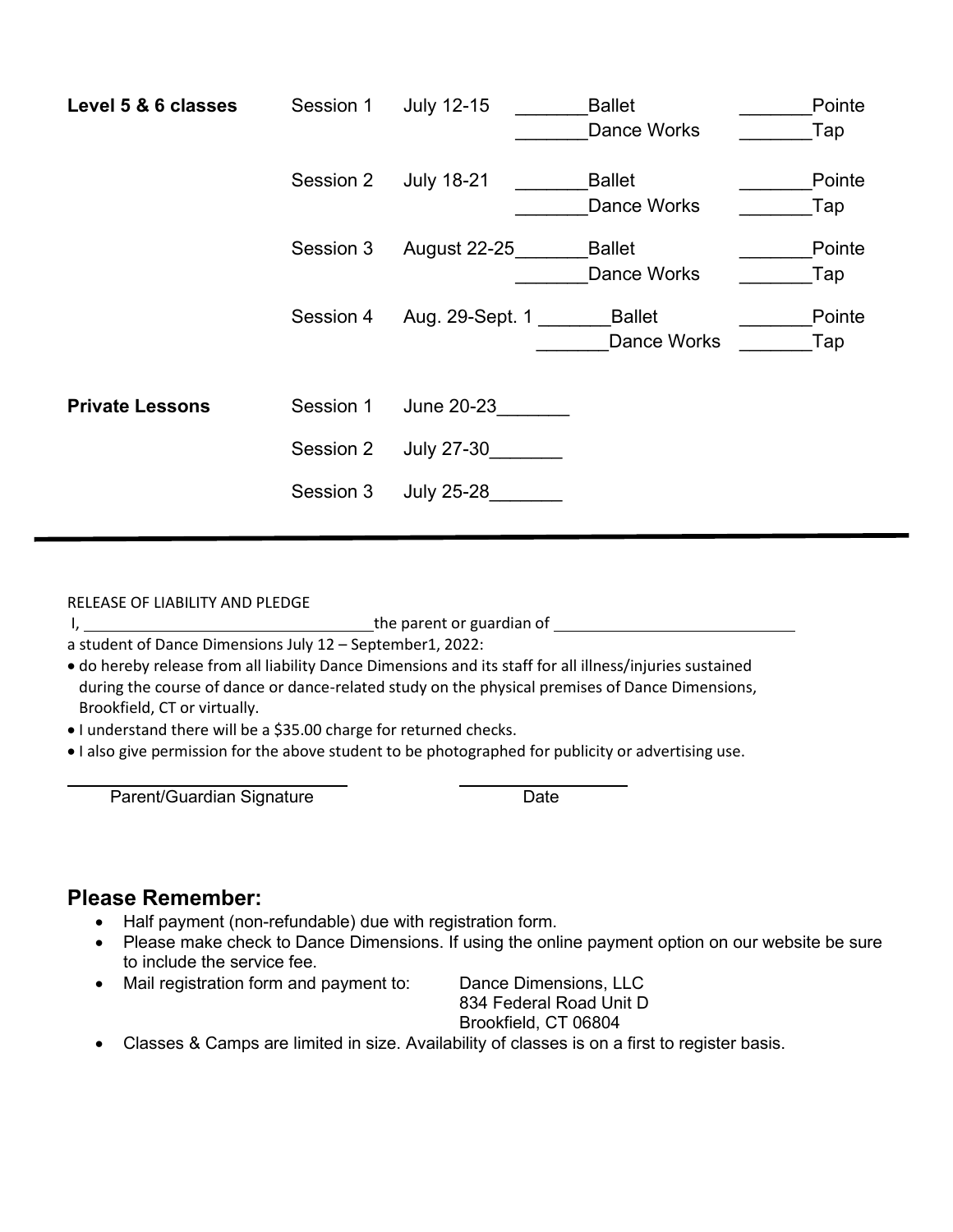| | | | | |
|---|---|---|---|---|
| **Level 5 & 6 classes** | Session 1 | July 12-15 | _______Ballet<br>_______Dance Works | _______Pointe<br>_______Tap |
| | Session 2 | July 18-21 | _______Ballet<br>_______Dance Works | _______Pointe<br>_______Tap |
| | Session 3 | August 22-25 | _______Ballet<br>_______Dance Works | _______Pointe<br>_______Tap |
| | Session 4 | Aug. 29-Sept. 1 | _______Ballet<br>_______Dance Works | _______Pointe<br>_______Tap |
| **Private Lessons** | Session 1 | June 20-23_______ | | |
| | Session 2 | July 27-30_______ | | |
| | Session 3 | July 25-28_______ | | |

---

RELEASE OF LIABILITY AND PLEDGE

I, ______________________________ the parent or guardian of ______________________________

a student of Dance Dimensions July 12 – September1, 2022:

- do hereby release from all liability Dance Dimensions and its staff for all illness/injuries sustained during the course of dance or dance-related study on the physical premises of Dance Dimensions, Brookfield, CT or virtually.
- I understand there will be a $35.00 charge for returned checks.
- I also give permission for the above student to be photographed for publicity or advertising use.

______________________________ ____________________

Parent/Guardian Signature Date

## Please Remember:

- Half payment (non-refundable) due with registration form.
- Please make check to Dance Dimensions. If using the online payment option on our website be sure to include the service fee.
- Mail registration form and payment to: Dance Dimensions, LLC
  834 Federal Road Unit D
  Brookfield, CT 06804
- Classes & Camps are limited in size. Availability of classes is on a first to register basis.